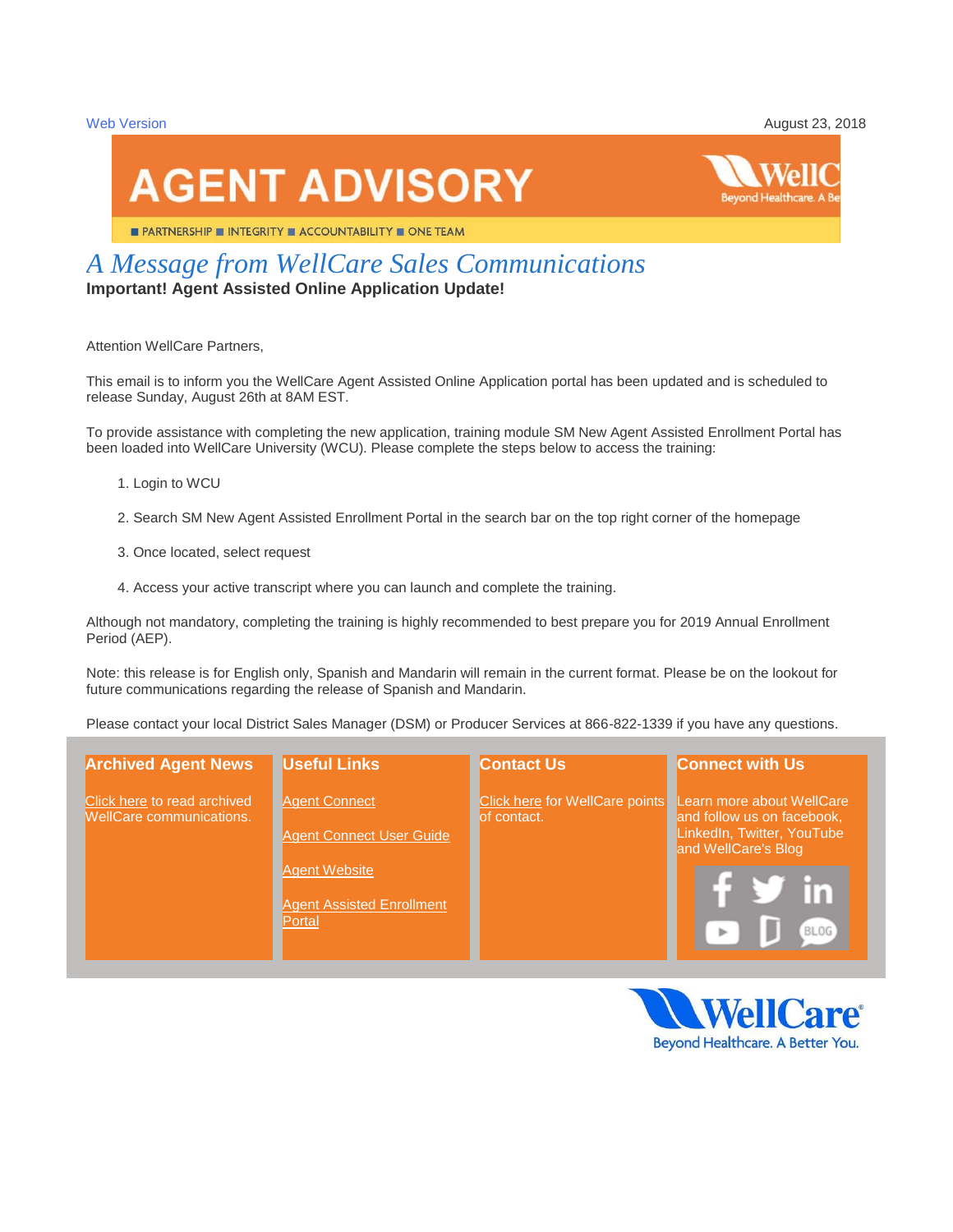Web Version

August 23, 2018

# AGENT ADVISORY

PARTNERSHIP ■ INTEGRITY ■ ACCOUNTABILITY ■ ONE TEAM

## *A Message from WellCare Sales Communications*

**Important! Agent Assisted Online Application Update!**

Attention WellCare Partners,

This email is to inform you the WellCare Agent Assisted Online Application portal has been updated and is scheduled to release Sunday, August 26th at 8AM EST.

To provide assistance with completing the new application, training module SM New Agent Assisted Enrollment Portal has been loaded into WellCare University (WCU). Please complete the steps below to access the training:

1. Login to WCU
2. Search SM New Agent Assisted Enrollment Portal in the search bar on the top right corner of the homepage
3. Once located, select request
4. Access your active transcript where you can launch and complete the training.

Although not mandatory, completing the training is highly recommended to best prepare you for 2019 Annual Enrollment Period (AEP).

Note: this release is for English only, Spanish and Mandarin will remain in the current format. Please be on the lookout for future communications regarding the release of Spanish and Mandarin.

Please contact your local District Sales Manager (DSM) or Producer Services at 866-822-1339 if you have any questions.

### Archived Agent News

Click here to read archived WellCare communications.

### Useful Links

Agent Connect

Agent Connect User Guide

Agent Website

Agent Assisted Enrollment Portal

### Contact Us

Click here for WellCare points of contact.

### Connect with Us

Learn more about WellCare and follow us on facebook, LinkedIn, Twitter, YouTube and WellCare's Blog

WellCare® Beyond Healthcare. A Better You.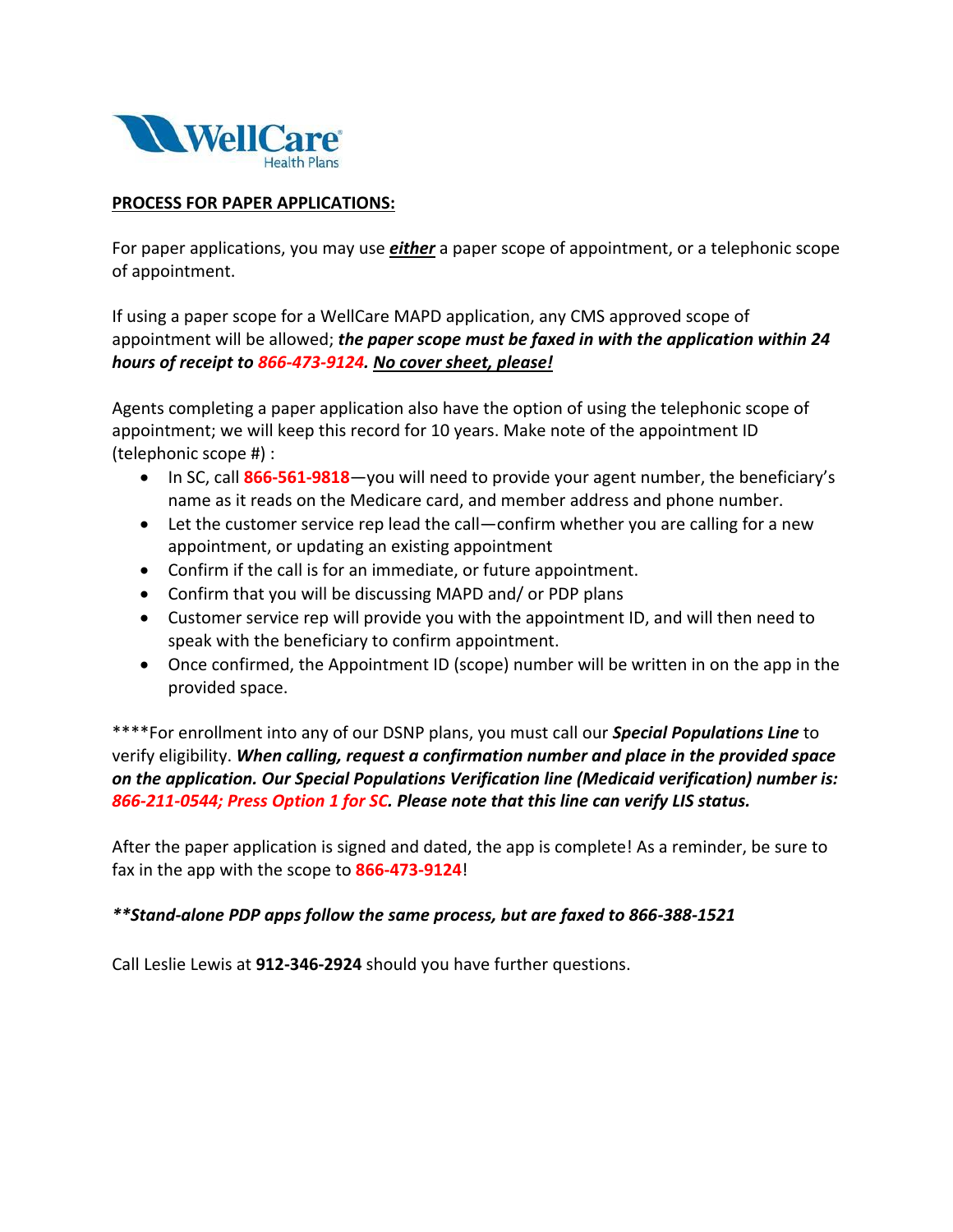WellCare Health Plans

**<u>PROCESS FOR PAPER APPLICATIONS:</u>**

For paper applications, you may use ***<u>either</u>*** a paper scope of appointment, or a telephonic scope of appointment.

If using a paper scope for a WellCare MAPD application, any CMS approved scope of appointment will be allowed; ***the paper scope must be faxed in with the application within 24 hours of receipt to 866-473-9124. <u>No cover sheet, please!</u>***

Agents completing a paper application also have the option of using the telephonic scope of appointment; we will keep this record for 10 years. Make note of the appointment ID (telephonic scope #) :

- In SC, call **866-561-9818**—you will need to provide your agent number, the beneficiary's name as it reads on the Medicare card, and member address and phone number.
- Let the customer service rep lead the call—confirm whether you are calling for a new appointment, or updating an existing appointment
- Confirm if the call is for an immediate, or future appointment.
- Confirm that you will be discussing MAPD and/ or PDP plans
- Customer service rep will provide you with the appointment ID, and will then need to speak with the beneficiary to confirm appointment.
- Once confirmed, the Appointment ID (scope) number will be written in on the app in the provided space.

****For enrollment into any of our DSNP plans, you must call our ***Special Populations Line*** to verify eligibility. ***When calling, request a confirmation number and place in the provided space on the application. Our Special Populations Verification line (Medicaid verification) number is: 866-211-0544; Press Option 1 for SC. Please note that this line can verify LIS status.***

After the paper application is signed and dated, the app is complete! As a reminder, be sure to fax in the app with the scope to **866-473-9124**!

***\*\*Stand-alone PDP apps follow the same process, but are faxed to 866-388-1521***

Call Leslie Lewis at **912-346-2924** should you have further questions.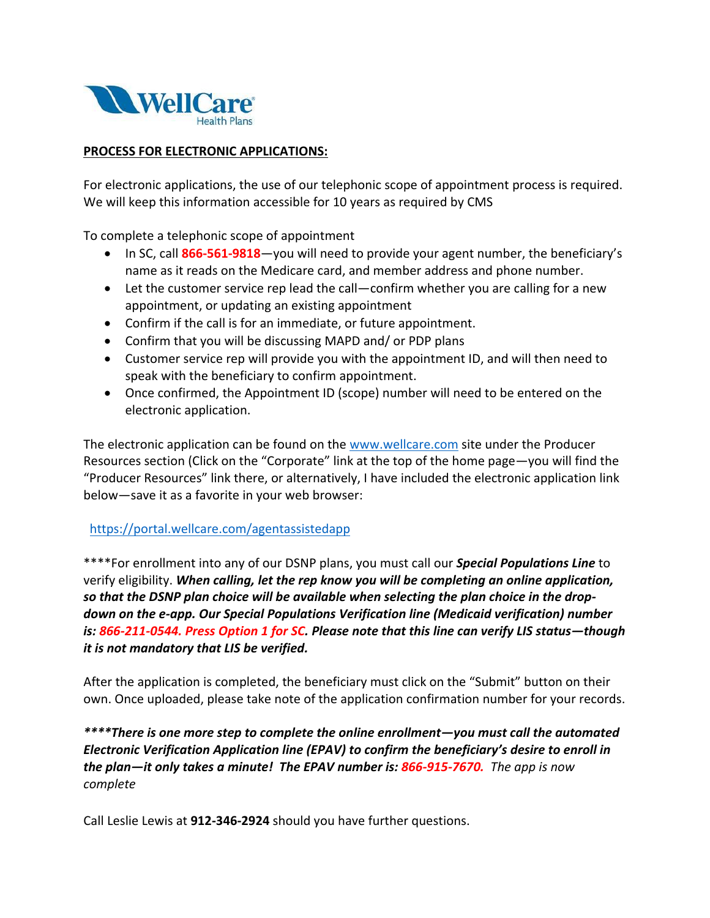WellCare Health Plans

**PROCESS FOR ELECTRONIC APPLICATIONS:**

For electronic applications, the use of our telephonic scope of appointment process is required. We will keep this information accessible for 10 years as required by CMS

To complete a telephonic scope of appointment

- In SC, call **866-561-9818**—you will need to provide your agent number, the beneficiary's name as it reads on the Medicare card, and member address and phone number.
- Let the customer service rep lead the call—confirm whether you are calling for a new appointment, or updating an existing appointment
- Confirm if the call is for an immediate, or future appointment.
- Confirm that you will be discussing MAPD and/ or PDP plans
- Customer service rep will provide you with the appointment ID, and will then need to speak with the beneficiary to confirm appointment.
- Once confirmed, the Appointment ID (scope) number will need to be entered on the electronic application.

The electronic application can be found on the www.wellcare.com site under the Producer Resources section (Click on the "Corporate" link at the top of the home page—you will find the "Producer Resources" link there, or alternatively, I have included the electronic application link below—save it as a favorite in your web browser:

https://portal.wellcare.com/agentassistedapp

****For enrollment into any of our DSNP plans, you must call our ***Special Populations Line*** to verify eligibility. ***When calling, let the rep know you will be completing an online application, so that the DSNP plan choice will be available when selecting the plan choice in the drop-down on the e-app. Our Special Populations Verification line (Medicaid verification) number is: 866-211-0544. Press Option 1 for SC. Please note that this line can verify LIS status—though it is not mandatory that LIS be verified.***

After the application is completed, the beneficiary must click on the "Submit" button on their own. Once uploaded, please take note of the application confirmation number for your records.

***\*\*\*\*There is one more step to complete the online enrollment—you must call the automated Electronic Verification Application line (EPAV) to confirm the beneficiary's desire to enroll in the plan—it only takes a minute! The EPAV number is: 866-915-7670.*** *The app is now complete*

Call Leslie Lewis at **912-346-2924** should you have further questions.